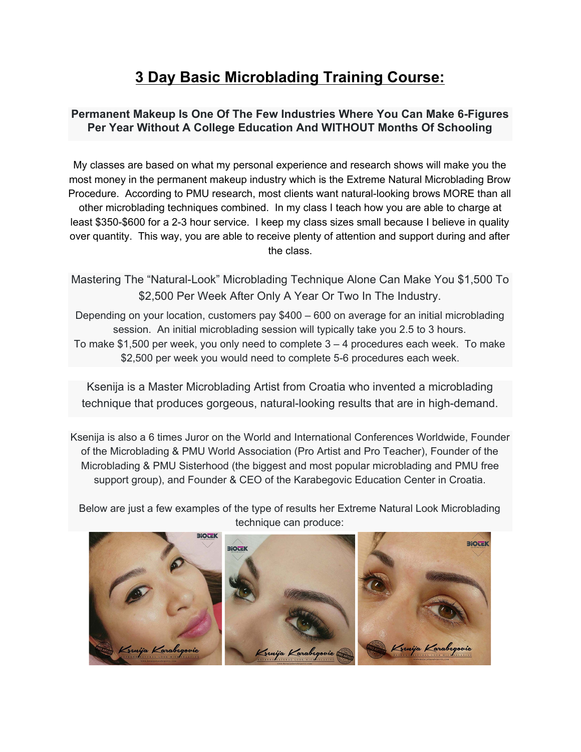# 3 Day Basic Microblading Training Course:

**Permanent Makeup Is One Of The Few Industries Where You Can Make 6-Figures Per Year Without A College Education And WITHOUT Months Of Schooling**

My classes are based on what my personal experience and research shows will make you the most money in the permanent makeup industry which is the Extreme Natural Microblading Brow Procedure. According to PMU research, most clients want natural-looking brows MORE than all other microblading techniques combined. In my class I teach how you are able to charge at least $350-$600 for a 2-3 hour service. I keep my class sizes small because I believe in quality over quantity. This way, you are able to receive plenty of attention and support during and after the class.

Mastering The "Natural-Look" Microblading Technique Alone Can Make You $1,500 To $2,500 Per Week After Only A Year Or Two In The Industry.

Depending on your location, customers pay $400 – 600 on average for an initial microblading session. An initial microblading session will typically take you 2.5 to 3 hours.
To make $1,500 per week, you only need to complete 3 – 4 procedures each week. To make $2,500 per week you would need to complete 5-6 procedures each week.

Ksenija is a Master Microblading Artist from Croatia who invented a microblading technique that produces gorgeous, natural-looking results that are in high-demand.

Ksenija is also a 6 times Juror on the World and International Conferences Worldwide, Founder of the Microblading & PMU World Association (Pro Artist and Pro Teacher), Founder of the Microblading & PMU Sisterhood (the biggest and most popular microblading and PMU free support group), and Founder & CEO of the Karabegovic Education Center in Croatia.

Below are just a few examples of the type of results her Extreme Natural Look Microblading technique can produce: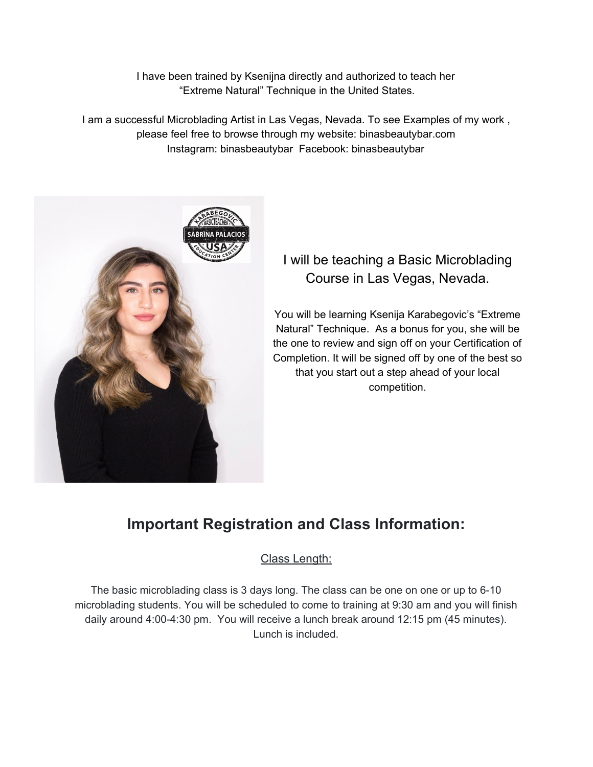I have been trained by Ksenijna directly and authorized to teach her "Extreme Natural" Technique in the United States.

I am a successful Microblading Artist in Las Vegas, Nevada. To see Examples of my work , please feel free to browse through my website: binasbeautybar.com
Instagram: binasbeautybar Facebook: binasbeautybar

I will be teaching a Basic Microblading Course in Las Vegas, Nevada.

You will be learning Ksenija Karabegovic's "Extreme Natural" Technique. As a bonus for you, she will be the one to review and sign off on your Certification of Completion. It will be signed off by one of the best so that you start out a step ahead of your local competition.

## Important Registration and Class Information:

### Class Length:

The basic microblading class is 3 days long. The class can be one on one or up to 6-10 microblading students. You will be scheduled to come to training at 9:30 am and you will finish daily around 4:00-4:30 pm. You will receive a lunch break around 12:15 pm (45 minutes). Lunch is included.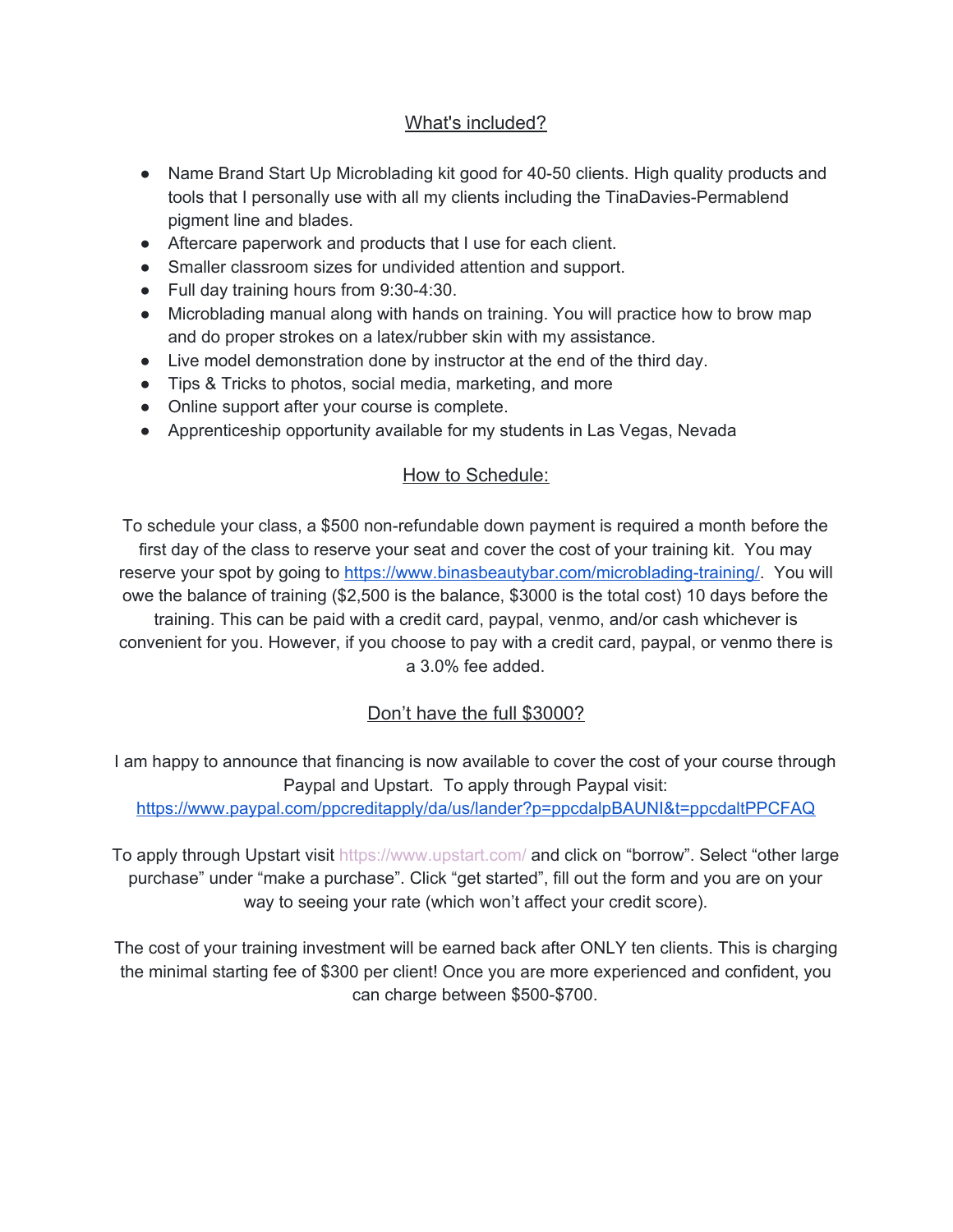## What's included?

- Name Brand Start Up Microblading kit good for 40-50 clients. High quality products and tools that I personally use with all my clients including the TinaDavies-Permablend pigment line and blades.
- Aftercare paperwork and products that I use for each client.
- Smaller classroom sizes for undivided attention and support.
- Full day training hours from 9:30-4:30.
- Microblading manual along with hands on training. You will practice how to brow map and do proper strokes on a latex/rubber skin with my assistance.
- Live model demonstration done by instructor at the end of the third day.
- Tips & Tricks to photos, social media, marketing, and more
- Online support after your course is complete.
- Apprenticeship opportunity available for my students in Las Vegas, Nevada

## How to Schedule:

To schedule your class, a $500 non-refundable down payment is required a month before the first day of the class to reserve your seat and cover the cost of your training kit. You may reserve your spot by going to https://www.binasbeautybar.com/microblading-training/. You will owe the balance of training ($2,500 is the balance, $3000 is the total cost) 10 days before the training. This can be paid with a credit card, paypal, venmo, and/or cash whichever is convenient for you. However, if you choose to pay with a credit card, paypal, or venmo there is a 3.0% fee added.

## Don't have the full $3000?

I am happy to announce that financing is now available to cover the cost of your course through Paypal and Upstart. To apply through Paypal visit: https://www.paypal.com/ppcreditapply/da/us/lander?p=ppcdalpBAUNI&t=ppcdaltPPCFAQ

To apply through Upstart visit https://www.upstart.com/ and click on "borrow". Select "other large purchase" under "make a purchase". Click "get started", fill out the form and you are on your way to seeing your rate (which won't affect your credit score).

The cost of your training investment will be earned back after ONLY ten clients. This is charging the minimal starting fee of $300 per client! Once you are more experienced and confident, you can charge between $500-$700.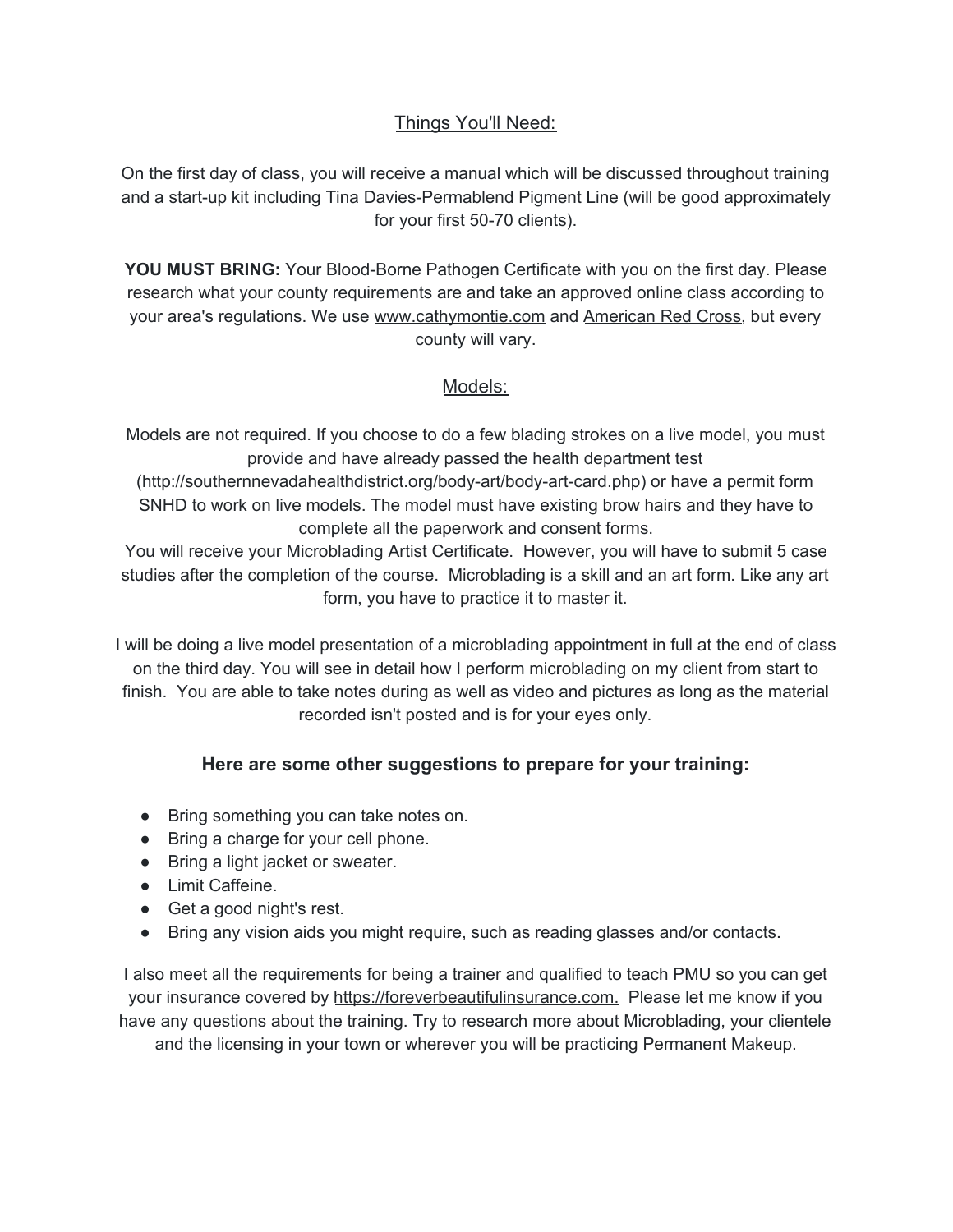## Things You'll Need:

On the first day of class, you will receive a manual which will be discussed throughout training and a start-up kit including Tina Davies-Permablend Pigment Line (will be good approximately for your first 50-70 clients).

**YOU MUST BRING:** Your Blood-Borne Pathogen Certificate with you on the first day. Please research what your county requirements are and take an approved online class according to your area's regulations. We use www.cathymontie.com and American Red Cross, but every county will vary.

## Models:

Models are not required. If you choose to do a few blading strokes on a live model, you must provide and have already passed the health department test (http://southernnevadahealthdistrict.org/body-art/body-art-card.php) or have a permit form SNHD to work on live models. The model must have existing brow hairs and they have to complete all the paperwork and consent forms.

You will receive your Microblading Artist Certificate. However, you will have to submit 5 case studies after the completion of the course. Microblading is a skill and an art form. Like any art form, you have to practice it to master it.

I will be doing a live model presentation of a microblading appointment in full at the end of class on the third day. You will see in detail how I perform microblading on my client from start to finish. You are able to take notes during as well as video and pictures as long as the material recorded isn't posted and is for your eyes only.

### Here are some other suggestions to prepare for your training:

- Bring something you can take notes on.
- Bring a charge for your cell phone.
- Bring a light jacket or sweater.
- Limit Caffeine.
- Get a good night's rest.
- Bring any vision aids you might require, such as reading glasses and/or contacts.

I also meet all the requirements for being a trainer and qualified to teach PMU so you can get your insurance covered by https://foreverbeautifulinsurance.com. Please let me know if you have any questions about the training. Try to research more about Microblading, your clientele and the licensing in your town or wherever you will be practicing Permanent Makeup.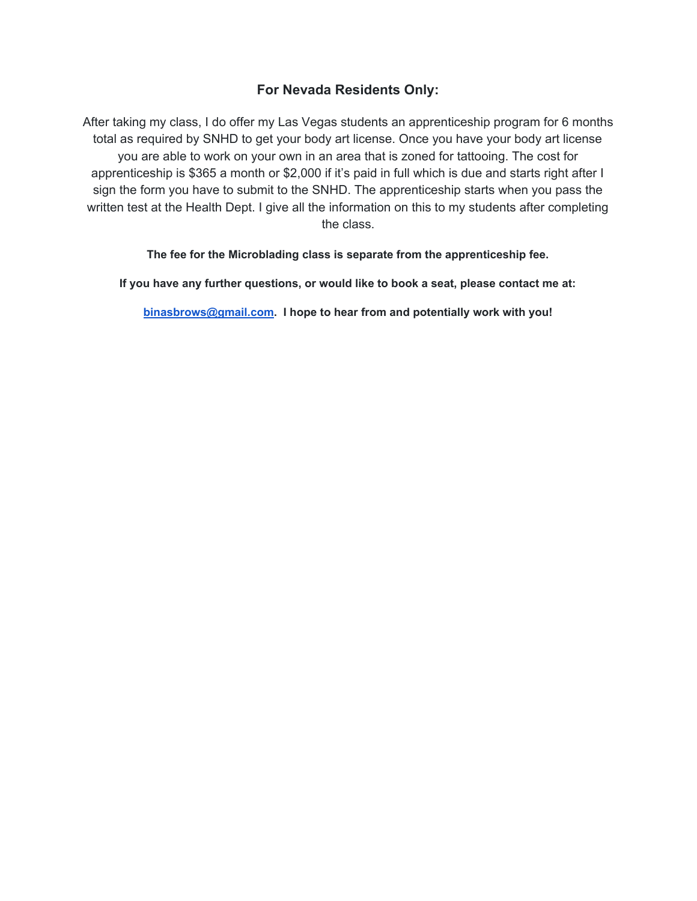## For Nevada Residents Only:

After taking my class, I do offer my Las Vegas students an apprenticeship program for 6 months total as required by SNHD to get your body art license. Once you have your body art license you are able to work on your own in an area that is zoned for tattooing. The cost for apprenticeship is $365 a month or $2,000 if it's paid in full which is due and starts right after I sign the form you have to submit to the SNHD. The apprenticeship starts when you pass the written test at the Health Dept. I give all the information on this to my students after completing the class.

**The fee for the Microblading class is separate from the apprenticeship fee.**

**If you have any further questions, or would like to book a seat, please contact me at:**

**binasbrows@gmail.com. I hope to hear from and potentially work with you!**